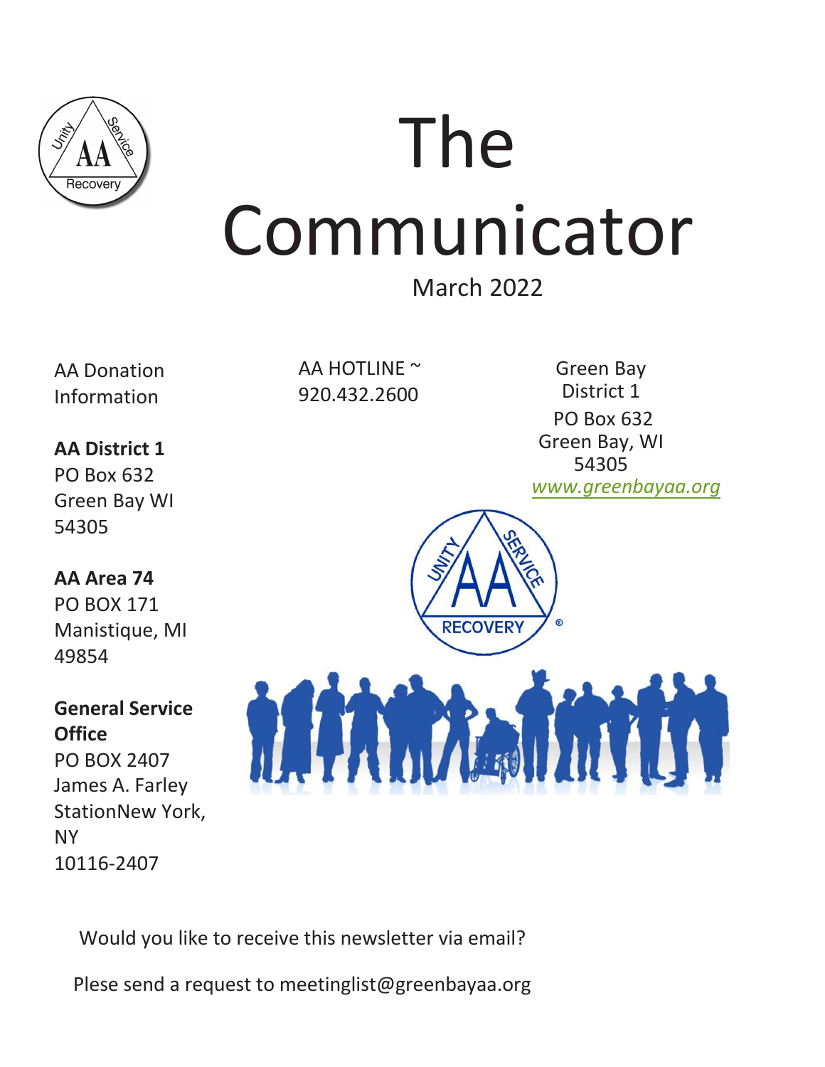# The Communicator

March 2022

AA Donation Information

**AA District 1**
PO Box 632
Green Bay WI
54305

**AA Area 74**
PO BOX 171
Manistique, MI
49854

**General Service Office**
PO BOX 2407
James A. Farley StationNew York, NY
10116-2407

AA HOTLINE ~ 920.432.2600

Green Bay District 1
PO Box 632
Green Bay, WI
54305
*www.greenbayaa.org*

Would you like to receive this newsletter via email?

Plese send a request to meetinglist@greenbayaa.org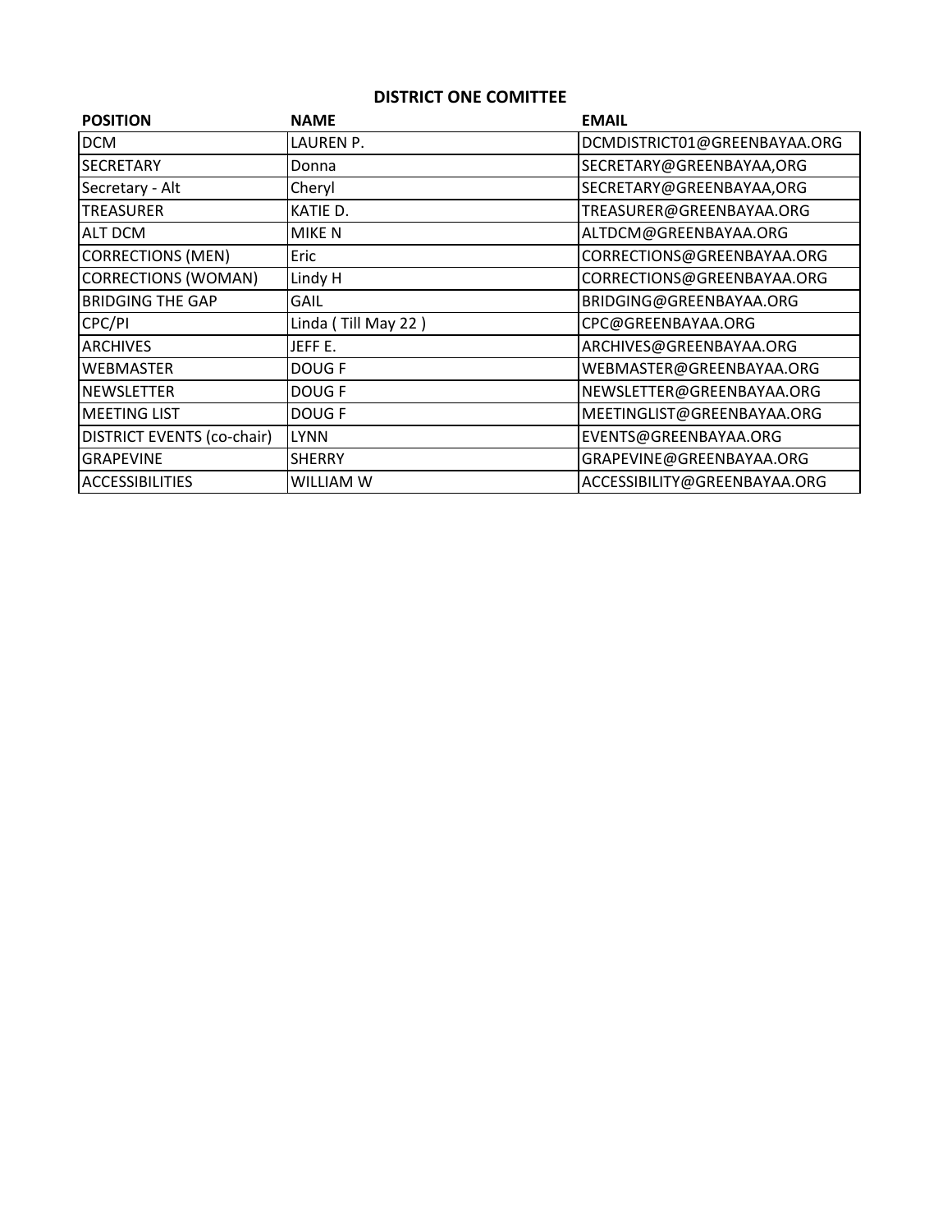## DISTRICT ONE COMITTEE

| POSITION | NAME | EMAIL |
|---|---|---|
| DCM | LAUREN P. | DCMDISTRICT01@GREENBAYAA.ORG |
| SECRETARY | Donna | SECRETARY@GREENBAYAA,ORG |
| Secretary - Alt | Cheryl | SECRETARY@GREENBAYAA,ORG |
| TREASURER | KATIE D. | TREASURER@GREENBAYAA.ORG |
| ALT DCM | MIKE N | ALTDCM@GREENBAYAA.ORG |
| CORRECTIONS (MEN) | Eric | CORRECTIONS@GREENBAYAA.ORG |
| CORRECTIONS (WOMAN) | Lindy H | CORRECTIONS@GREENBAYAA.ORG |
| BRIDGING THE GAP | GAIL | BRIDGING@GREENBAYAA.ORG |
| CPC/PI | Linda ( Till May 22 ) | CPC@GREENBAYAA.ORG |
| ARCHIVES | JEFF E. | ARCHIVES@GREENBAYAA.ORG |
| WEBMASTER | DOUG F | WEBMASTER@GREENBAYAA.ORG |
| NEWSLETTER | DOUG F | NEWSLETTER@GREENBAYAA.ORG |
| MEETING LIST | DOUG F | MEETINGLIST@GREENBAYAA.ORG |
| DISTRICT EVENTS (co-chair) | LYNN | EVENTS@GREENBAYAA.ORG |
| GRAPEVINE | SHERRY | GRAPEVINE@GREENBAYAA.ORG |
| ACCESSIBILITIES | WILLIAM W | ACCESSIBILITY@GREENBAYAA.ORG |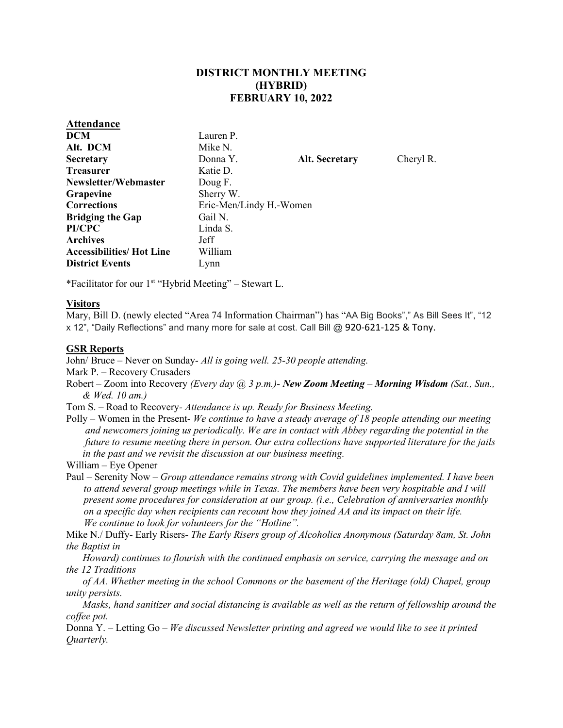# DISTRICT MONTHLY MEETING
## (HYBRID)
## FEBRUARY 10, 2022

## Attendance

| | | | |
|---|---|---|---|
| **DCM** | Lauren P. | | |
| **Alt. DCM** | Mike N. | | |
| **Secretary** | Donna Y. | **Alt. Secretary** | Cheryl R. |
| **Treasurer** | Katie D. | | |
| **Newsletter/Webmaster** | Doug F. | | |
| **Grapevine** | Sherry W. | | |
| **Corrections** | Eric-Men/Lindy H.-Women | | |
| **Bridging the Gap** | Gail N. | | |
| **PI/CPC** | Linda S. | | |
| **Archives** | Jeff | | |
| **Accessibilities/ Hot Line** | William | | |
| **District Events** | Lynn | | |

*Facilitator for our 1st "Hybrid Meeting" – Stewart L.

## Visitors

Mary, Bill D. (newly elected "Area 74 Information Chairman") has "AA Big Books"," As Bill Sees It", "12 x 12", "Daily Reflections" and many more for sale at cost. Call Bill @ 920-621-125 & Tony.

## GSR Reports

John/ Bruce – Never on Sunday- *All is going well. 25-30 people attending.*

Mark P. – Recovery Crusaders

Robert – Zoom into Recovery *(Every day @ 3 p.m.)- **New Zoom Meeting** – **Morning Wisdom** (Sat., Sun., & Wed. 10 am.)*

Tom S. – Road to Recovery- *Attendance is up. Ready for Business Meeting.*

Polly – Women in the Present- *We continue to have a steady average of 18 people attending our meeting and newcomers joining us periodically. We are in contact with Abbey regarding the potential in the future to resume meeting there in person. Our extra collections have supported literature for the jails in the past and we revisit the discussion at our business meeting.*

William – Eye Opener

Paul – Serenity Now – *Group attendance remains strong with Covid guidelines implemented. I have been to attend several group meetings while in Texas. The members have been very hospitable and I will present some procedures for consideration at our group. (i.e., Celebration of anniversaries monthly on a specific day when recipients can recount how they joined AA and its impact on their life. We continue to look for volunteers for the "Hotline".*

Mike N./ Duffy- Early Risers- *The Early Risers group of Alcoholics Anonymous (Saturday 8am, St. John the Baptist in Howard) continues to flourish with the continued emphasis on service, carrying the message and on the 12 Traditions of AA. Whether meeting in the school Commons or the basement of the Heritage (old) Chapel, group unity persists.*

*Masks, hand sanitizer and social distancing is available as well as the return of fellowship around the coffee pot.*

Donna Y. – Letting Go – *We discussed Newsletter printing and agreed we would like to see it printed Quarterly.*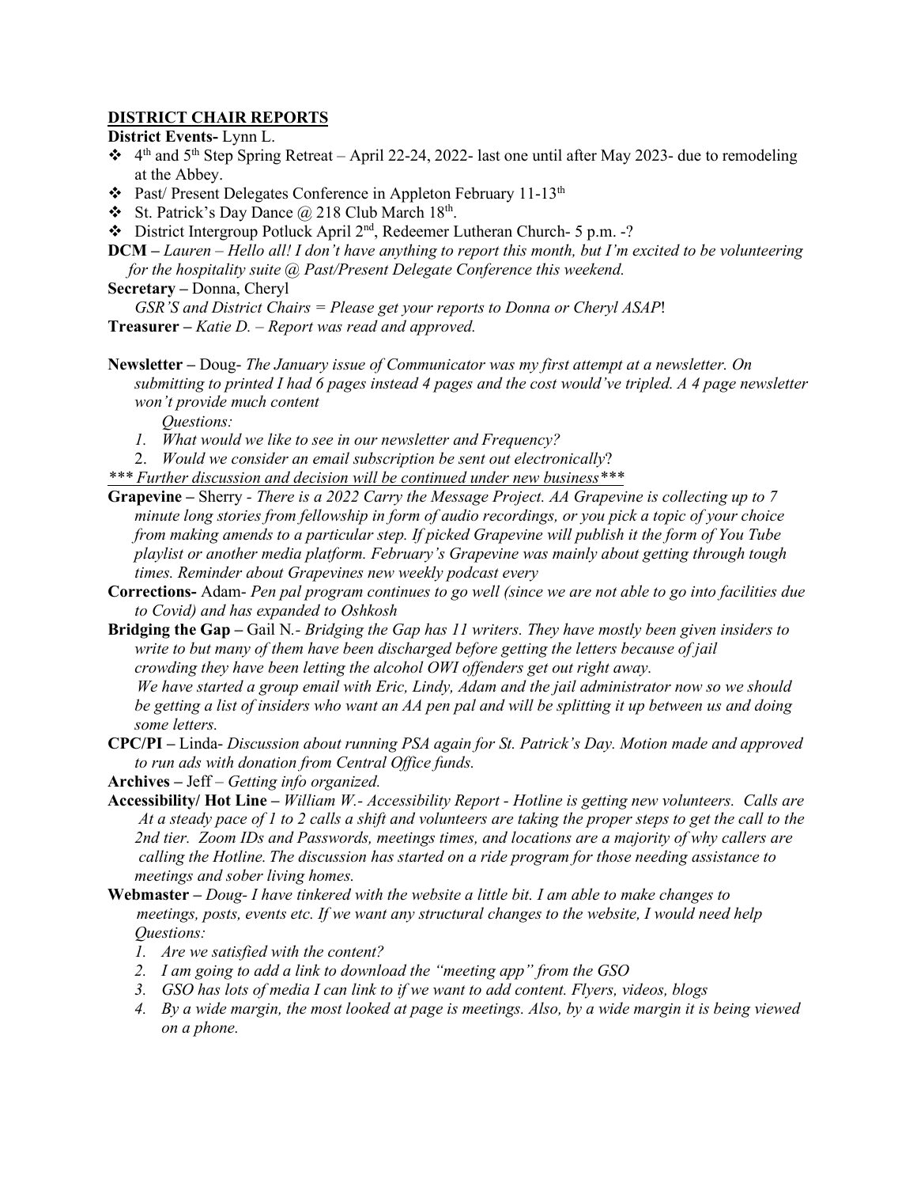## DISTRICT CHAIR REPORTS

**District Events-** Lynn L.

- 4th and 5th Step Spring Retreat – April 22-24, 2022- last one until after May 2023- due to remodeling at the Abbey.
- Past/ Present Delegates Conference in Appleton February 11-13th
- St. Patrick's Day Dance @ 218 Club March 18th.
- District Intergroup Potluck April 2nd, Redeemer Lutheran Church- 5 p.m. -?

**DCM –** *Lauren – Hello all! I don't have anything to report this month, but I'm excited to be volunteering for the hospitality suite @ Past/Present Delegate Conference this weekend.*

**Secretary –** Donna, Cheryl

*GSR'S and District Chairs = Please get your reports to Donna or Cheryl ASAP*!

**Treasurer –** *Katie D. – Report was read and approved.*

**Newsletter –** Doug- *The January issue of Communicator was my first attempt at a newsletter. On submitting to printed I had 6 pages instead 4 pages and the cost would've tripled. A 4 page newsletter won't provide much content*

*Questions:*

1. *What would we like to see in our newsletter and Frequency?*
2. *Would we consider an email subscription be sent out electronically*?

<u>*\*\*\* Further discussion and decision will be continued under new business\*\*\**</u>

**Grapevine –** Sherry - *There is a 2022 Carry the Message Project. AA Grapevine is collecting up to 7 minute long stories from fellowship in form of audio recordings, or you pick a topic of your choice from making amends to a particular step. If picked Grapevine will publish it the form of You Tube playlist or another media platform. February's Grapevine was mainly about getting through tough times. Reminder about Grapevines new weekly podcast every*

**Corrections-** Adam- *Pen pal program continues to go well (since we are not able to go into facilities due to Covid) and has expanded to Oshkosh*

**Bridging the Gap –** Gail N.- *Bridging the Gap has 11 writers. They have mostly been given insiders to write to but many of them have been discharged before getting the letters because of jail crowding they have been letting the alcohol OWI offenders get out right away.*

*We have started a group email with Eric, Lindy, Adam and the jail administrator now so we should be getting a list of insiders who want an AA pen pal and will be splitting it up between us and doing some letters.*

**CPC/PI –** Linda- *Discussion about running PSA again for St. Patrick's Day. Motion made and approved to run ads with donation from Central Office funds.*

**Archives –** Jeff – *Getting info organized.*

**Accessibility/ Hot Line –** *William W.- Accessibility Report - Hotline is getting new volunteers. Calls are At a steady pace of 1 to 2 calls a shift and volunteers are taking the proper steps to get the call to the 2nd tier. Zoom IDs and Passwords, meetings times, and locations are a majority of why callers are calling the Hotline. The discussion has started on a ride program for those needing assistance to meetings and sober living homes.*

**Webmaster –** *Doug- I have tinkered with the website a little bit. I am able to make changes to meetings, posts, events etc. If we want any structural changes to the website, I would need help Questions:*

1. *Are we satisfied with the content?*
2. *I am going to add a link to download the "meeting app" from the GSO*
3. *GSO has lots of media I can link to if we want to add content. Flyers, videos, blogs*
4. *By a wide margin, the most looked at page is meetings. Also, by a wide margin it is being viewed on a phone.*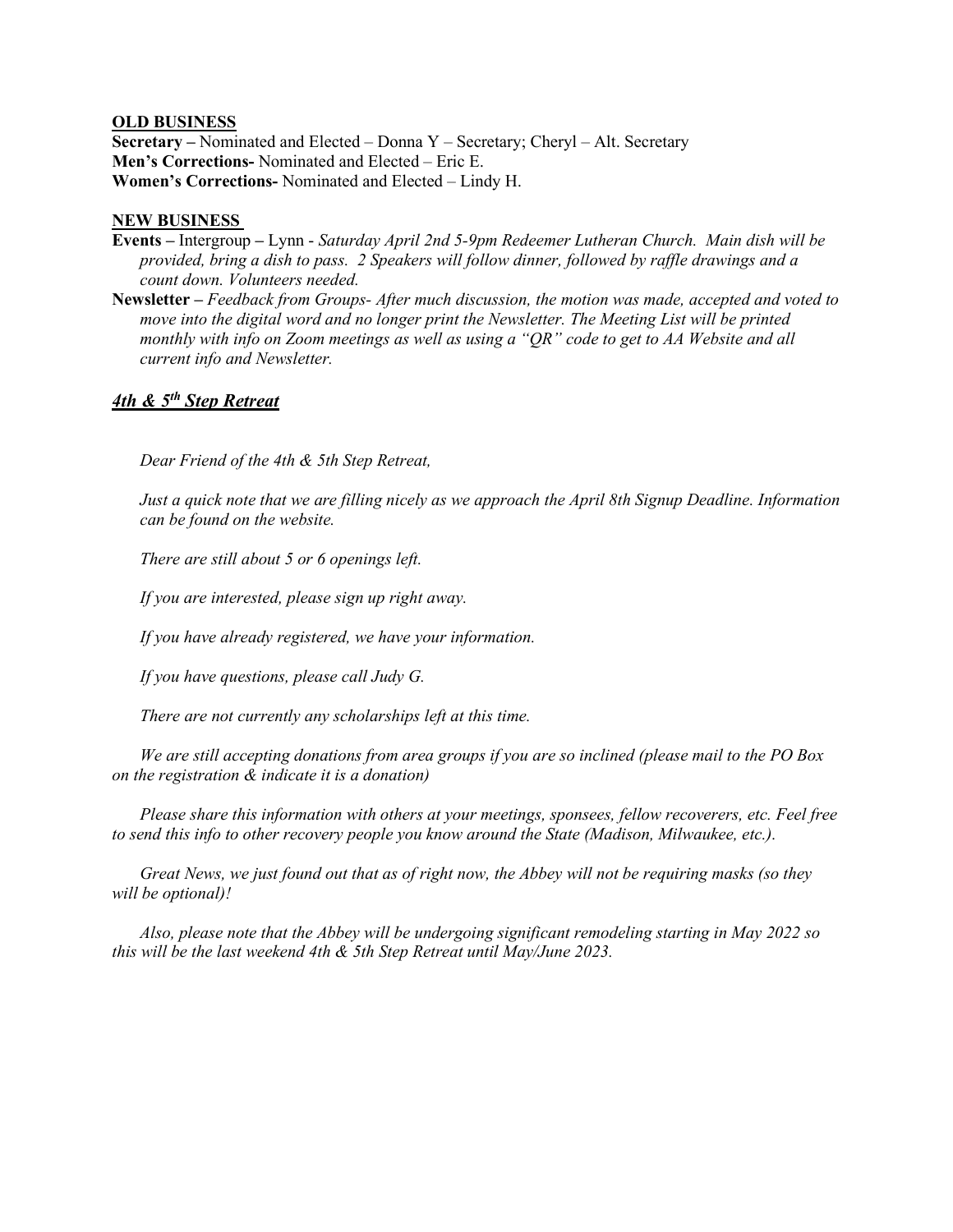**OLD BUSINESS**

**Secretary –** Nominated and Elected – Donna Y – Secretary; Cheryl – Alt. Secretary
**Men's Corrections-** Nominated and Elected – Eric E.
**Women's Corrections-** Nominated and Elected – Lindy H.

**NEW BUSINESS**

**Events –** Intergroup **–** Lynn - *Saturday April 2nd 5-9pm Redeemer Lutheran Church. Main dish will be provided, bring a dish to pass. 2 Speakers will follow dinner, followed by raffle drawings and a count down. Volunteers needed.*

**Newsletter –** *Feedback from Groups- After much discussion, the motion was made, accepted and voted to move into the digital word and no longer print the Newsletter. The Meeting List will be printed monthly with info on Zoom meetings as well as using a "QR" code to get to AA Website and all current info and Newsletter.*

## ***4th & 5th Step Retreat***

*Dear Friend of the 4th & 5th Step Retreat,*

*Just a quick note that we are filling nicely as we approach the April 8th Signup Deadline. Information can be found on the website.*

*There are still about 5 or 6 openings left.*

*If you are interested, please sign up right away.*

*If you have already registered, we have your information.*

*If you have questions, please call Judy G.*

*There are not currently any scholarships left at this time.*

*We are still accepting donations from area groups if you are so inclined (please mail to the PO Box on the registration & indicate it is a donation)*

*Please share this information with others at your meetings, sponsees, fellow recoverers, etc. Feel free to send this info to other recovery people you know around the State (Madison, Milwaukee, etc.).*

*Great News, we just found out that as of right now, the Abbey will not be requiring masks (so they will be optional)!*

*Also, please note that the Abbey will be undergoing significant remodeling starting in May 2022 so this will be the last weekend 4th & 5th Step Retreat until May/June 2023.*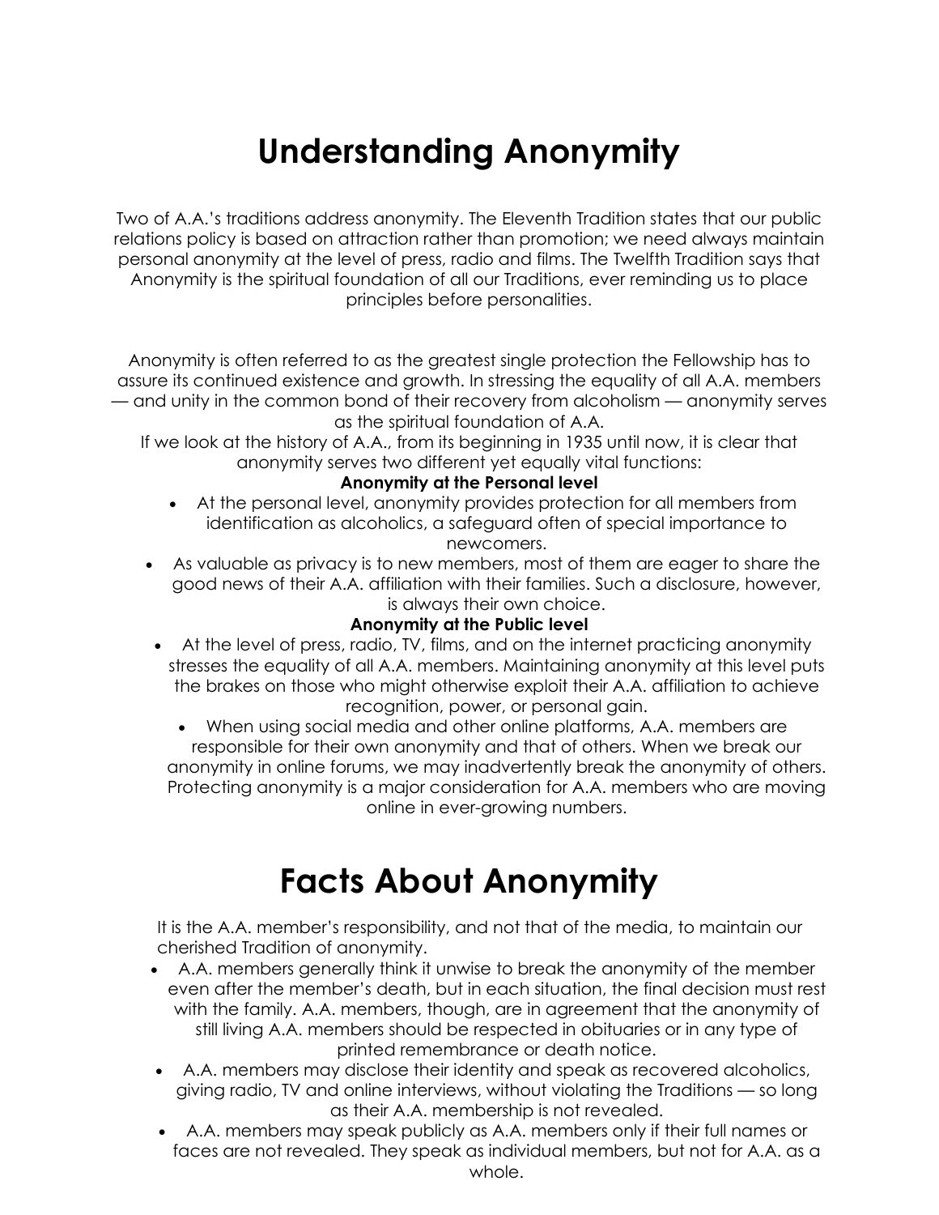# Understanding Anonymity

Two of A.A.'s traditions address anonymity. The Eleventh Tradition states that our public relations policy is based on attraction rather than promotion; we need always maintain personal anonymity at the level of press, radio and films. The Twelfth Tradition says that Anonymity is the spiritual foundation of all our Traditions, ever reminding us to place principles before personalities.

Anonymity is often referred to as the greatest single protection the Fellowship has to assure its continued existence and growth. In stressing the equality of all A.A. members — and unity in the common bond of their recovery from alcoholism — anonymity serves as the spiritual foundation of A.A.

If we look at the history of A.A., from its beginning in 1935 until now, it is clear that anonymity serves two different yet equally vital functions:

**Anonymity at the Personal level**

- At the personal level, anonymity provides protection for all members from identification as alcoholics, a safeguard often of special importance to newcomers.
- As valuable as privacy is to new members, most of them are eager to share the good news of their A.A. affiliation with their families. Such a disclosure, however, is always their own choice.

**Anonymity at the Public level**

- At the level of press, radio, TV, films, and on the internet practicing anonymity stresses the equality of all A.A. members. Maintaining anonymity at this level puts the brakes on those who might otherwise exploit their A.A. affiliation to achieve recognition, power, or personal gain.
- When using social media and other online platforms, A.A. members are responsible for their own anonymity and that of others. When we break our anonymity in online forums, we may inadvertently break the anonymity of others. Protecting anonymity is a major consideration for A.A. members who are moving online in ever-growing numbers.

# Facts About Anonymity

It is the A.A. member's responsibility, and not that of the media, to maintain our cherished Tradition of anonymity.

- A.A. members generally think it unwise to break the anonymity of the member even after the member's death, but in each situation, the final decision must rest with the family. A.A. members, though, are in agreement that the anonymity of still living A.A. members should be respected in obituaries or in any type of printed remembrance or death notice.
- A.A. members may disclose their identity and speak as recovered alcoholics, giving radio, TV and online interviews, without violating the Traditions — so long as their A.A. membership is not revealed.
- A.A. members may speak publicly as A.A. members only if their full names or faces are not revealed. They speak as individual members, but not for A.A. as a whole.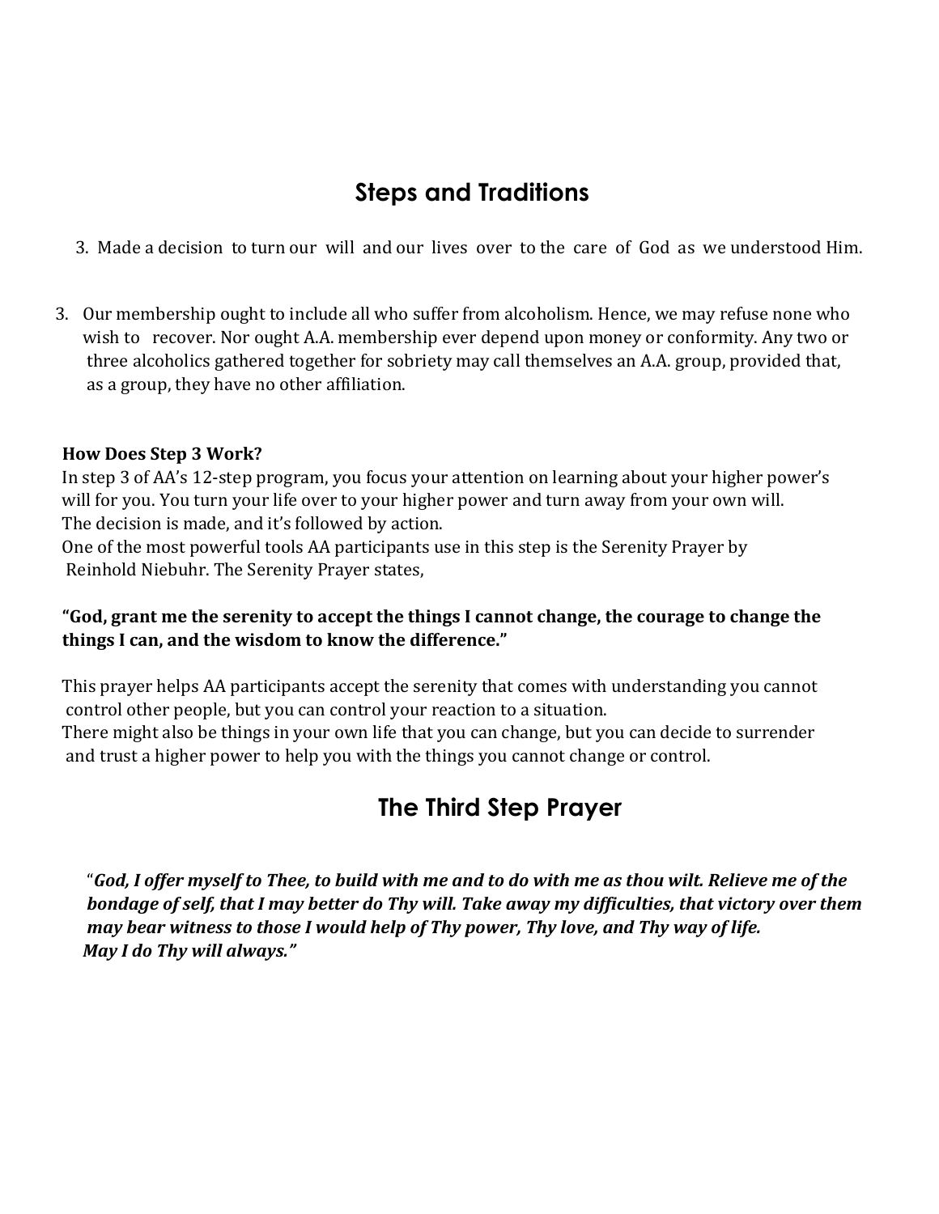## Steps and Traditions

3. Made a decision to turn our will and our lives over to the care of God as we understood Him.

3. Our membership ought to include all who suffer from alcoholism. Hence, we may refuse none who wish to recover. Nor ought A.A. membership ever depend upon money or conformity. Any two or three alcoholics gathered together for sobriety may call themselves an A.A. group, provided that, as a group, they have no other affiliation.

**How Does Step 3 Work?**

In step 3 of AA's 12-step program, you focus your attention on learning about your higher power's will for you. You turn your life over to your higher power and turn away from your own will.

The decision is made, and it's followed by action.

One of the most powerful tools AA participants use in this step is the Serenity Prayer by Reinhold Niebuhr. The Serenity Prayer states,

**"God, grant me the serenity to accept the things I cannot change, the courage to change the things I can, and the wisdom to know the difference."**

This prayer helps AA participants accept the serenity that comes with understanding you cannot control other people, but you can control your reaction to a situation.

There might also be things in your own life that you can change, but you can decide to surrender and trust a higher power to help you with the things you cannot change or control.

## The Third Step Prayer

"***God, I offer myself to Thee, to build with me and to do with me as thou wilt. Relieve me of the bondage of self, that I may better do Thy will. Take away my difficulties, that victory over them may bear witness to those I would help of Thy power, Thy love, and Thy way of life. May I do Thy will always."***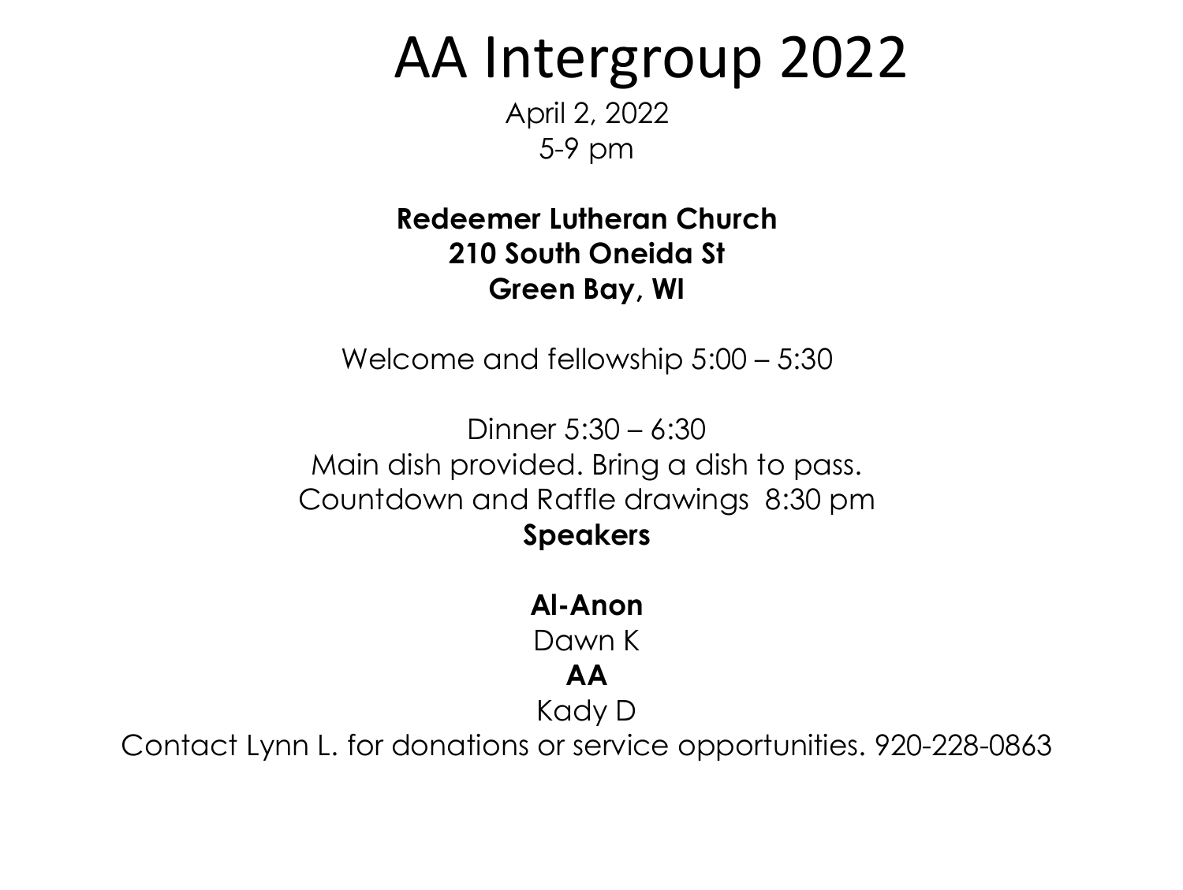# AA Intergroup 2022

April 2, 2022
5-9 pm

**Redeemer Lutheran Church**
**210 South Oneida St**
**Green Bay, WI**

Welcome and fellowship 5:00 – 5:30

Dinner 5:30 – 6:30
Main dish provided. Bring a dish to pass.
Countdown and Raffle drawings 8:30 pm
**Speakers**

**Al-Anon**
Dawn K
**AA**
Kady D
Contact Lynn L. for donations or service opportunities. 920-228-0863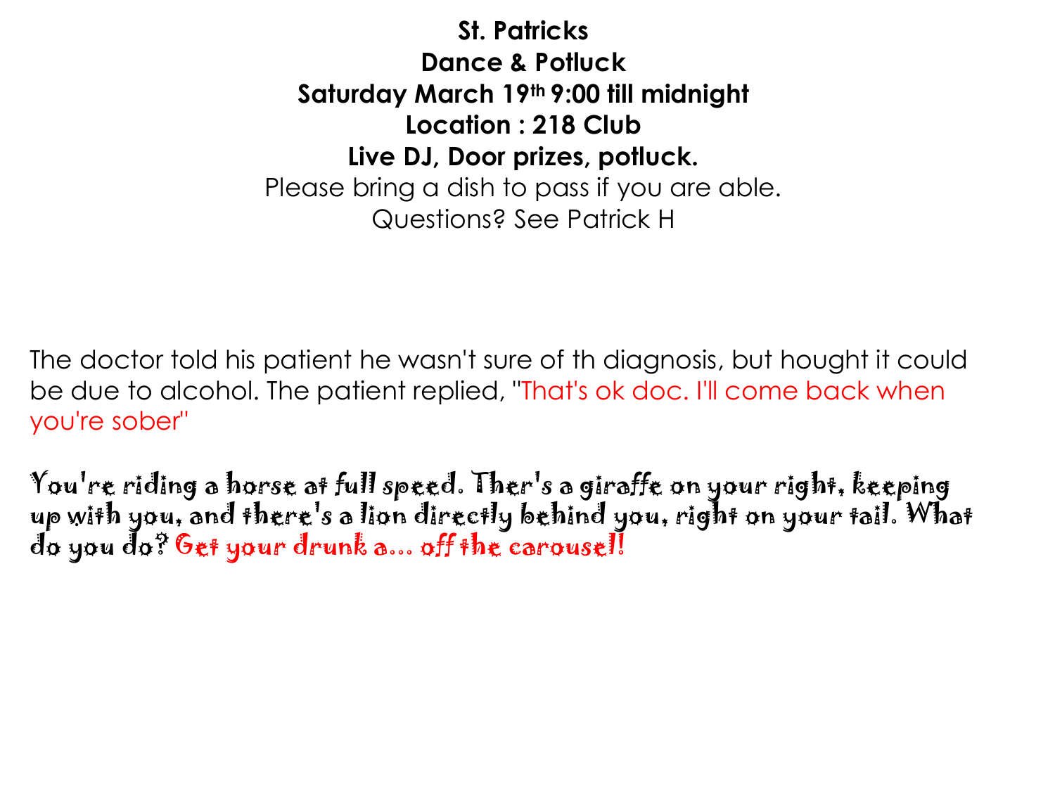**St. Patricks**
**Dance & Potluck**
**Saturday March 19th 9:00 till midnight**
**Location : 218 Club**
**Live DJ, Door prizes, potluck.**

Please bring a dish to pass if you are able.
Questions? See Patrick H

The doctor told his patient he wasn't sure of th diagnosis, but hought it could be due to alcohol. The patient replied, "That's ok doc. I'll come back when you're sober"

You're riding a horse at full speed. Ther's a giraffe on your right, keeping up with you, and there's a lion directly behind you, right on your tail. What do you do? Get your drunk a... off the carousel!